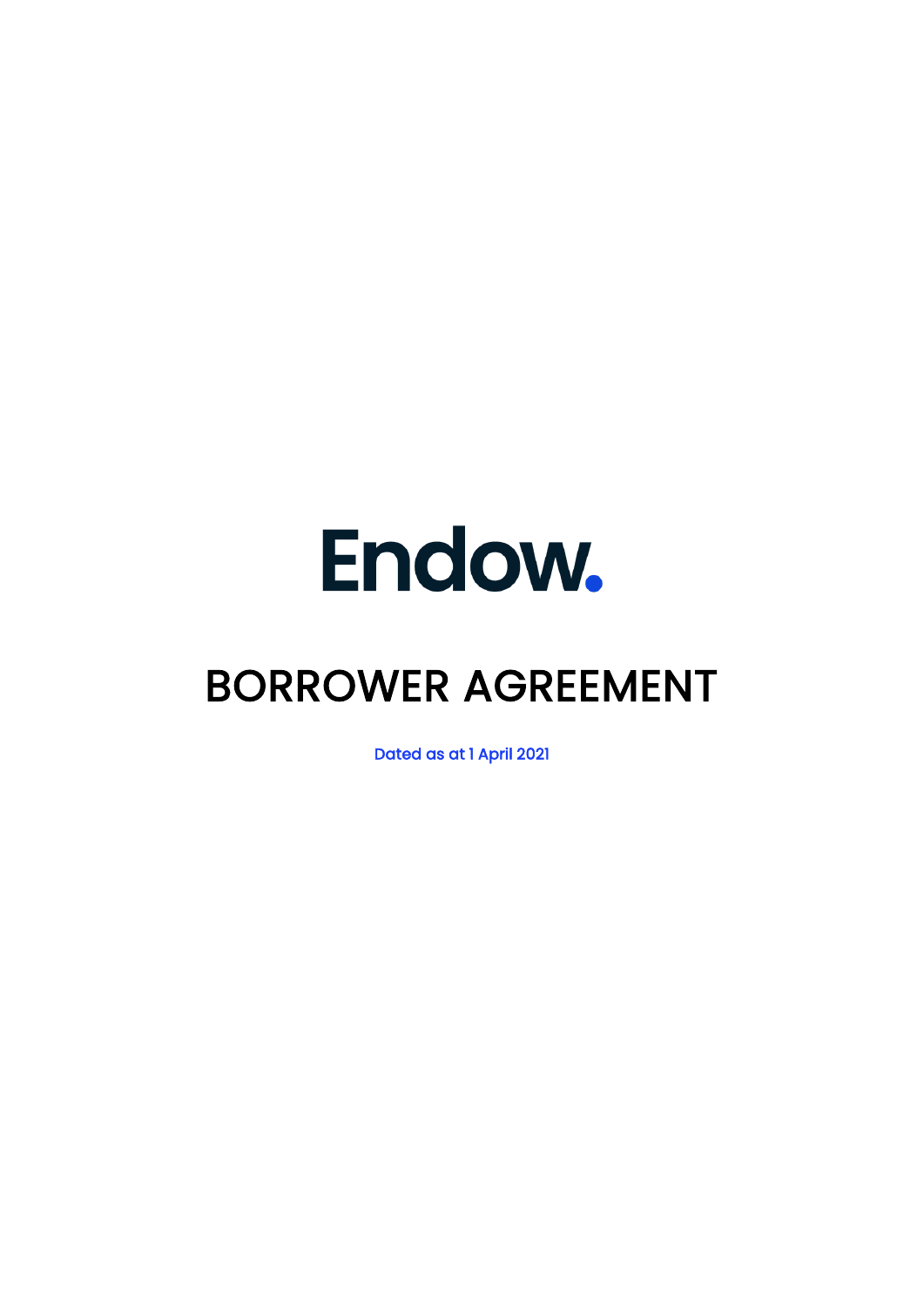# Endow.

# BORROWER AGREEMENT

Dated as at 1 April 2021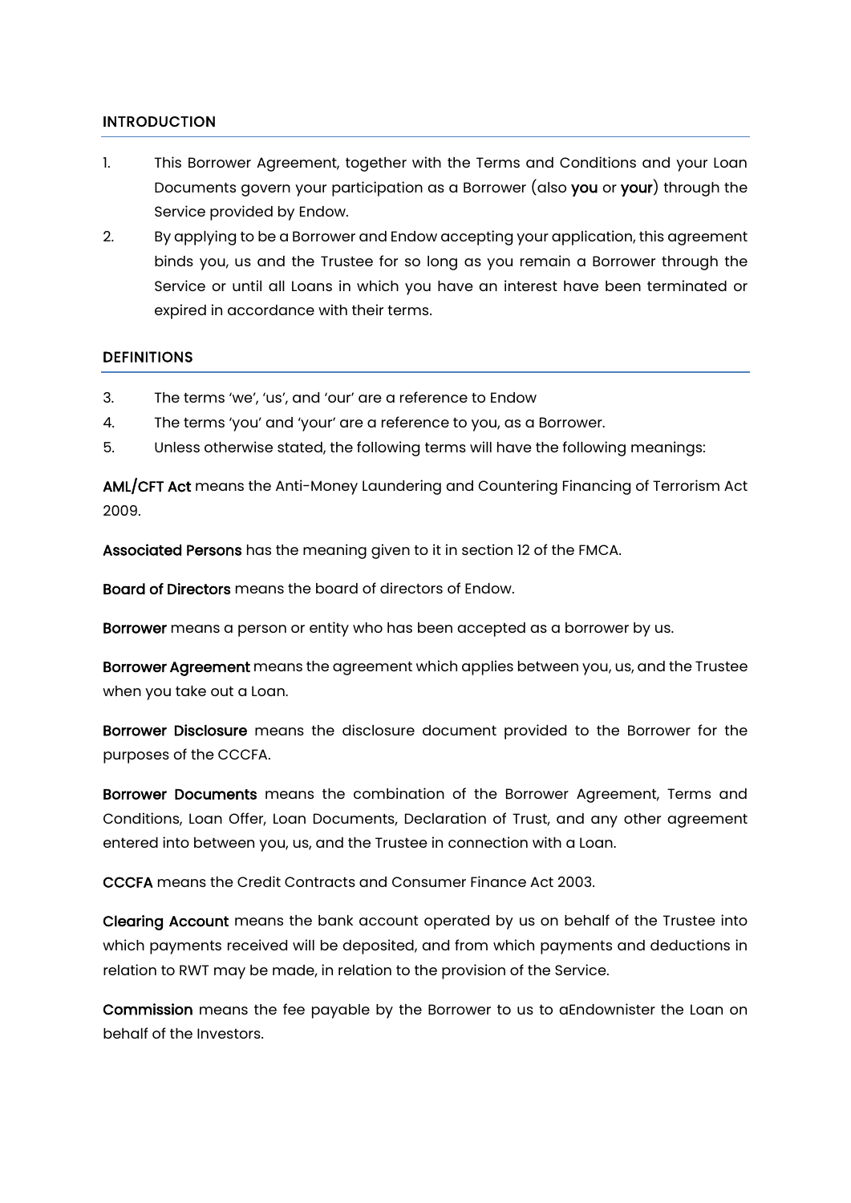## INTRODUCTION

1. This Borrower Agreement, together with the Terms and Conditions and your Loan Documents govern your participation as a Borrower (also **you** or **your**) through the Service provided by Endow.
2. By applying to be a Borrower and Endow accepting your application, this agreement binds you, us and the Trustee for so long as you remain a Borrower through the Service or until all Loans in which you have an interest have been terminated or expired in accordance with their terms.

## DEFINITIONS

3. The terms 'we', 'us', and 'our' are a reference to Endow
4. The terms 'you' and 'your' are a reference to you, as a Borrower.
5. Unless otherwise stated, the following terms will have the following meanings:

**AML/CFT Act** means the Anti-Money Laundering and Countering Financing of Terrorism Act 2009.

**Associated Persons** has the meaning given to it in section 12 of the FMCA.

**Board of Directors** means the board of directors of Endow.

**Borrower** means a person or entity who has been accepted as a borrower by us.

**Borrower Agreement** means the agreement which applies between you, us, and the Trustee when you take out a Loan.

**Borrower Disclosure** means the disclosure document provided to the Borrower for the purposes of the CCCFA.

**Borrower Documents** means the combination of the Borrower Agreement, Terms and Conditions, Loan Offer, Loan Documents, Declaration of Trust, and any other agreement entered into between you, us, and the Trustee in connection with a Loan.

**CCCFA** means the Credit Contracts and Consumer Finance Act 2003.

**Clearing Account** means the bank account operated by us on behalf of the Trustee into which payments received will be deposited, and from which payments and deductions in relation to RWT may be made, in relation to the provision of the Service.

**Commission** means the fee payable by the Borrower to us to aEndownister the Loan on behalf of the Investors.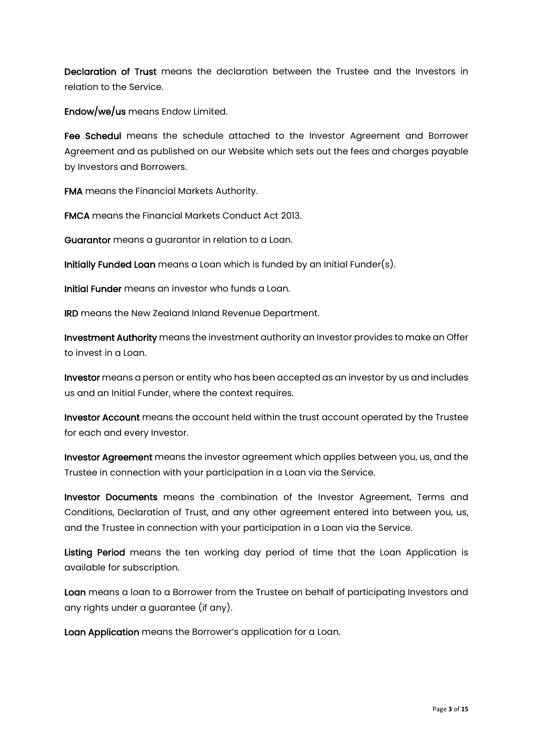**Declaration of Trust** means the declaration between the Trustee and the Investors in relation to the Service.

**Endow/we/us** means Endow Limited.

**Fee Schedul** means the schedule attached to the Investor Agreement and Borrower Agreement and as published on our Website which sets out the fees and charges payable by Investors and Borrowers.

**FMA** means the Financial Markets Authority.

**FMCA** means the Financial Markets Conduct Act 2013.

**Guarantor** means a guarantor in relation to a Loan.

**Initially Funded Loan** means a Loan which is funded by an Initial Funder(s).

**Initial Funder** means an investor who funds a Loan.

**IRD** means the New Zealand Inland Revenue Department.

**Investment Authority** means the investment authority an Investor provides to make an Offer to invest in a Loan.

**Investor** means a person or entity who has been accepted as an investor by us and includes us and an Initial Funder, where the context requires.

**Investor Account** means the account held within the trust account operated by the Trustee for each and every Investor.

**Investor Agreement** means the investor agreement which applies between you, us, and the Trustee in connection with your participation in a Loan via the Service.

**Investor Documents** means the combination of the Investor Agreement, Terms and Conditions, Declaration of Trust, and any other agreement entered into between you, us, and the Trustee in connection with your participation in a Loan via the Service.

**Listing Period** means the ten working day period of time that the Loan Application is available for subscription.

**Loan** means a loan to a Borrower from the Trustee on behalf of participating Investors and any rights under a guarantee (if any).

**Loan Application** means the Borrower's application for a Loan.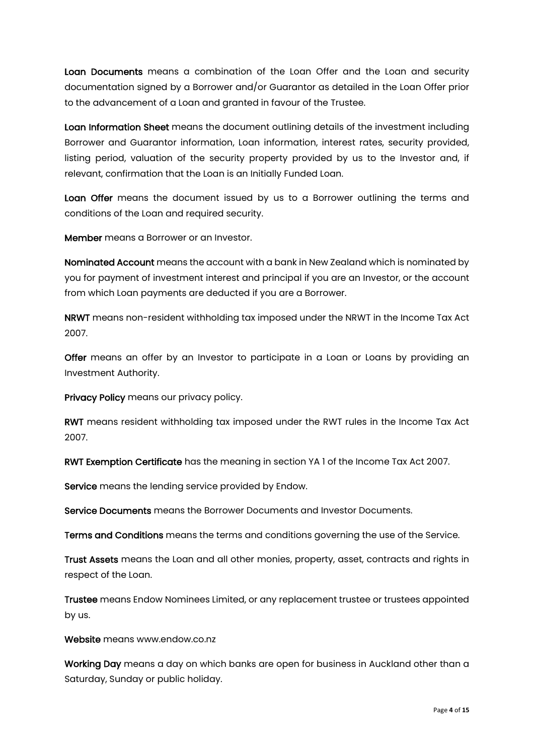**Loan Documents** means a combination of the Loan Offer and the Loan and security documentation signed by a Borrower and/or Guarantor as detailed in the Loan Offer prior to the advancement of a Loan and granted in favour of the Trustee.

**Loan Information Sheet** means the document outlining details of the investment including Borrower and Guarantor information, Loan information, interest rates, security provided, listing period, valuation of the security property provided by us to the Investor and, if relevant, confirmation that the Loan is an Initially Funded Loan.

**Loan Offer** means the document issued by us to a Borrower outlining the terms and conditions of the Loan and required security.

**Member** means a Borrower or an Investor.

**Nominated Account** means the account with a bank in New Zealand which is nominated by you for payment of investment interest and principal if you are an Investor, or the account from which Loan payments are deducted if you are a Borrower.

**NRWT** means non-resident withholding tax imposed under the NRWT in the Income Tax Act 2007.

**Offer** means an offer by an Investor to participate in a Loan or Loans by providing an Investment Authority.

**Privacy Policy** means our privacy policy.

**RWT** means resident withholding tax imposed under the RWT rules in the Income Tax Act 2007.

**RWT Exemption Certificate** has the meaning in section YA 1 of the Income Tax Act 2007.

**Service** means the lending service provided by Endow.

**Service Documents** means the Borrower Documents and Investor Documents.

**Terms and Conditions** means the terms and conditions governing the use of the Service.

**Trust Assets** means the Loan and all other monies, property, asset, contracts and rights in respect of the Loan.

**Trustee** means Endow Nominees Limited, or any replacement trustee or trustees appointed by us.

**Website** means www.endow.co.nz

**Working Day** means a day on which banks are open for business in Auckland other than a Saturday, Sunday or public holiday.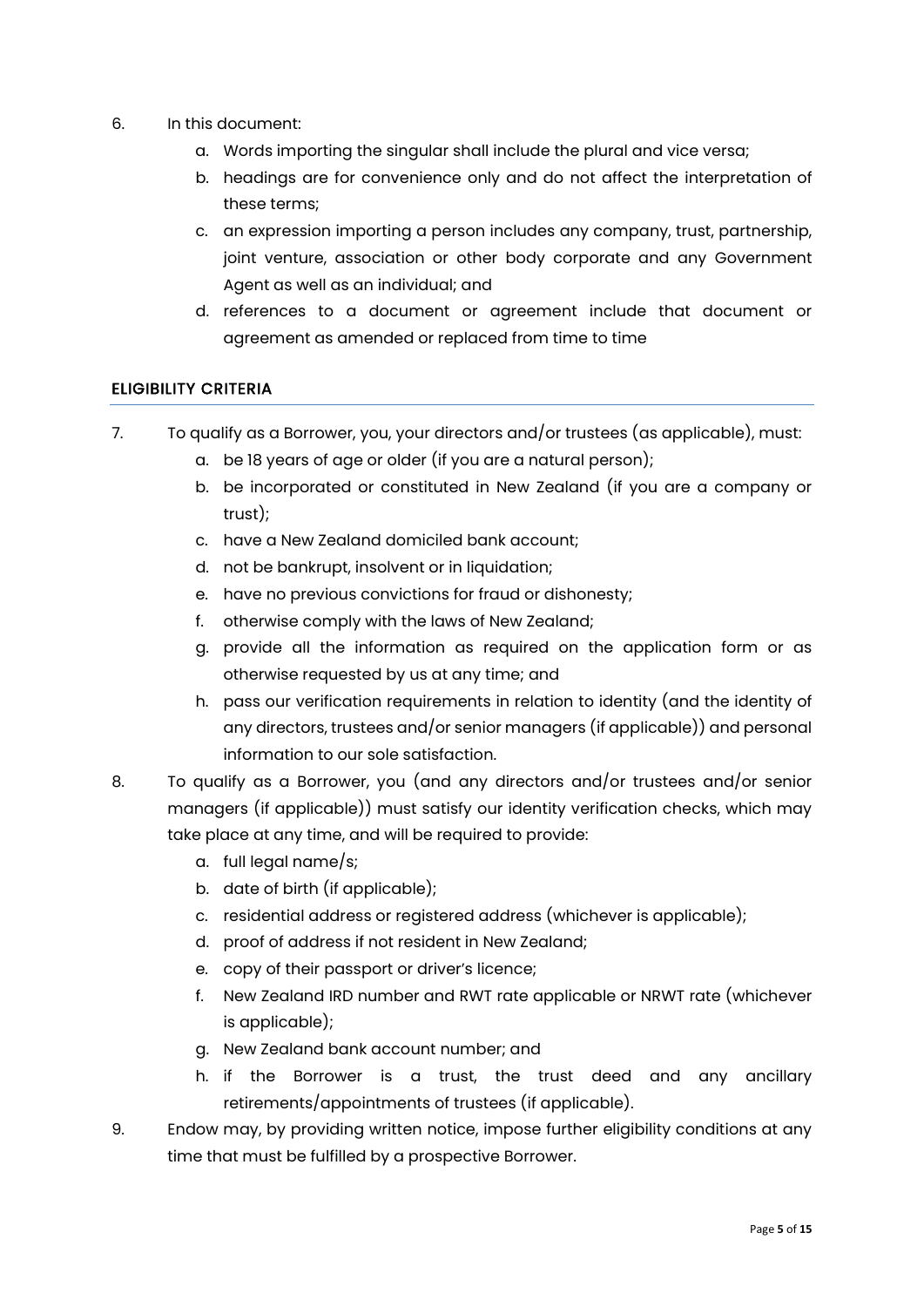6. In this document:
   a. Words importing the singular shall include the plural and vice versa;
   b. headings are for convenience only and do not affect the interpretation of these terms;
   c. an expression importing a person includes any company, trust, partnership, joint venture, association or other body corporate and any Government Agent as well as an individual; and
   d. references to a document or agreement include that document or agreement as amended or replaced from time to time

## ELIGIBILITY CRITERIA

7. To qualify as a Borrower, you, your directors and/or trustees (as applicable), must:
   a. be 18 years of age or older (if you are a natural person);
   b. be incorporated or constituted in New Zealand (if you are a company or trust);
   c. have a New Zealand domiciled bank account;
   d. not be bankrupt, insolvent or in liquidation;
   e. have no previous convictions for fraud or dishonesty;
   f. otherwise comply with the laws of New Zealand;
   g. provide all the information as required on the application form or as otherwise requested by us at any time; and
   h. pass our verification requirements in relation to identity (and the identity of any directors, trustees and/or senior managers (if applicable)) and personal information to our sole satisfaction.
8. To qualify as a Borrower, you (and any directors and/or trustees and/or senior managers (if applicable)) must satisfy our identity verification checks, which may take place at any time, and will be required to provide:
   a. full legal name/s;
   b. date of birth (if applicable);
   c. residential address or registered address (whichever is applicable);
   d. proof of address if not resident in New Zealand;
   e. copy of their passport or driver's licence;
   f. New Zealand IRD number and RWT rate applicable or NRWT rate (whichever is applicable);
   g. New Zealand bank account number; and
   h. if the Borrower is a trust, the trust deed and any ancillary retirements/appointments of trustees (if applicable).
9. Endow may, by providing written notice, impose further eligibility conditions at any time that must be fulfilled by a prospective Borrower.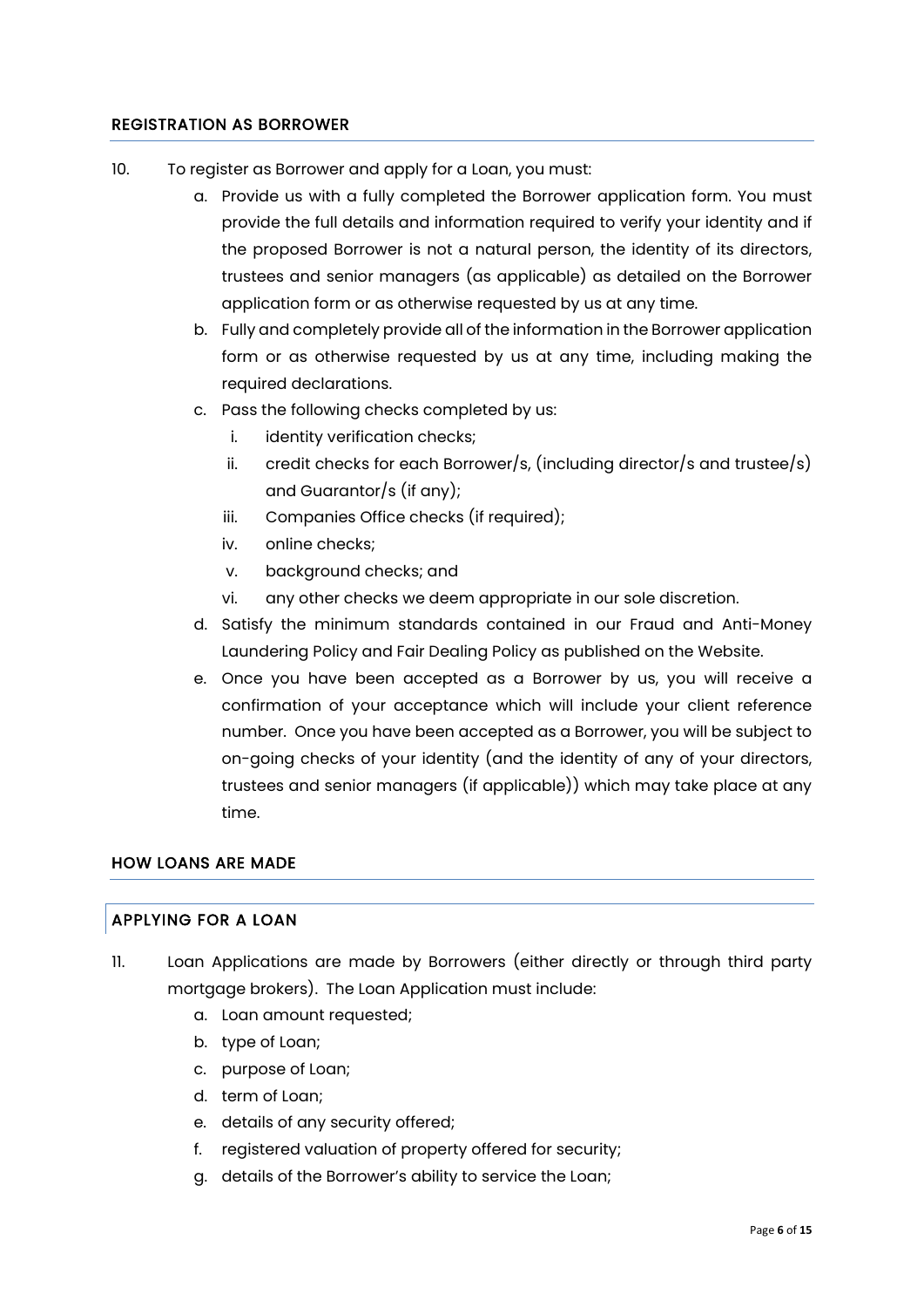## REGISTRATION AS BORROWER

10. To register as Borrower and apply for a Loan, you must:
    a. Provide us with a fully completed the Borrower application form. You must provide the full details and information required to verify your identity and if the proposed Borrower is not a natural person, the identity of its directors, trustees and senior managers (as applicable) as detailed on the Borrower application form or as otherwise requested by us at any time.
    b. Fully and completely provide all of the information in the Borrower application form or as otherwise requested by us at any time, including making the required declarations.
    c. Pass the following checks completed by us:
        i. identity verification checks;
        ii. credit checks for each Borrower/s, (including director/s and trustee/s) and Guarantor/s (if any);
        iii. Companies Office checks (if required);
        iv. online checks;
        v. background checks; and
        vi. any other checks we deem appropriate in our sole discretion.
    d. Satisfy the minimum standards contained in our Fraud and Anti-Money Laundering Policy and Fair Dealing Policy as published on the Website.
    e. Once you have been accepted as a Borrower by us, you will receive a confirmation of your acceptance which will include your client reference number. Once you have been accepted as a Borrower, you will be subject to on-going checks of your identity (and the identity of any of your directors, trustees and senior managers (if applicable)) which may take place at any time.

## HOW LOANS ARE MADE

### APPLYING FOR A LOAN

11. Loan Applications are made by Borrowers (either directly or through third party mortgage brokers). The Loan Application must include:
    a. Loan amount requested;
    b. type of Loan;
    c. purpose of Loan;
    d. term of Loan;
    e. details of any security offered;
    f. registered valuation of property offered for security;
    g. details of the Borrower's ability to service the Loan;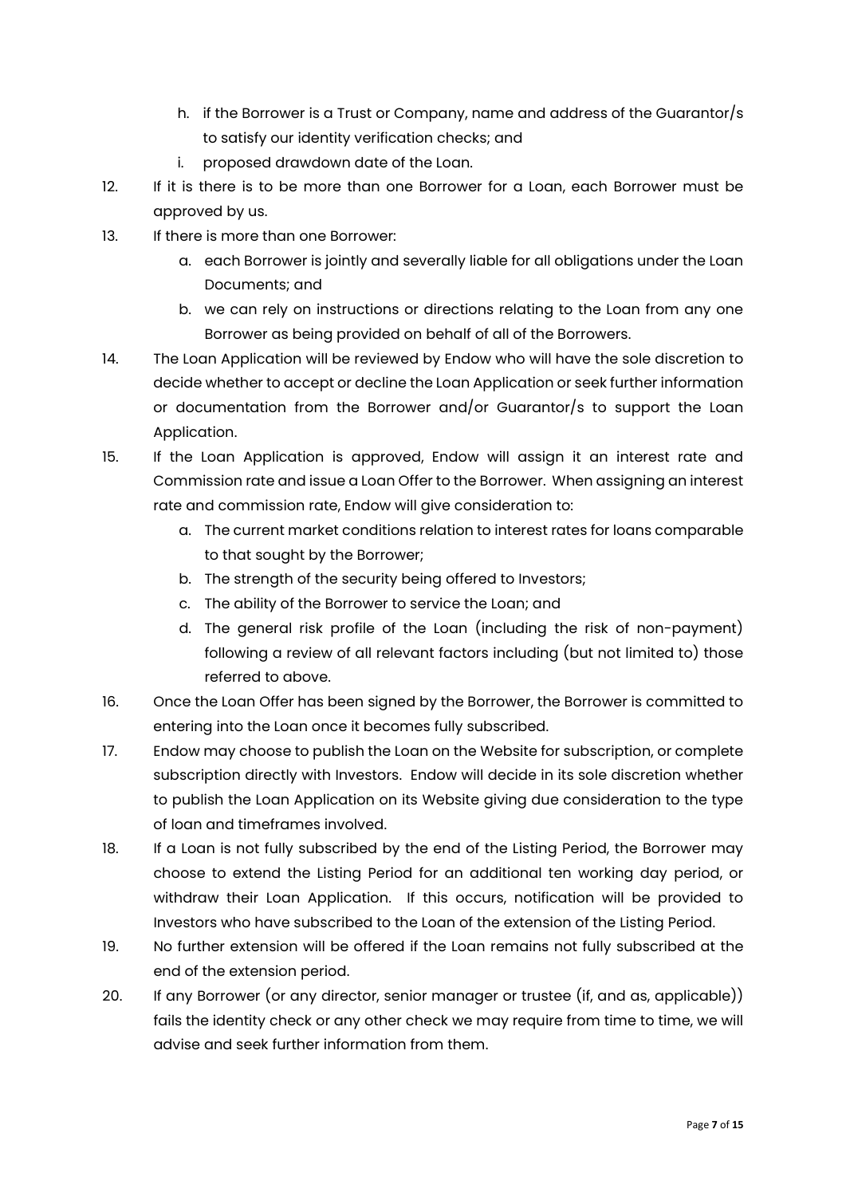h. if the Borrower is a Trust or Company, name and address of the Guarantor/s to satisfy our identity verification checks; and
   i. proposed drawdown date of the Loan.

12. If it is there is to be more than one Borrower for a Loan, each Borrower must be approved by us.
13. If there is more than one Borrower:
    a. each Borrower is jointly and severally liable for all obligations under the Loan Documents; and
    b. we can rely on instructions or directions relating to the Loan from any one Borrower as being provided on behalf of all of the Borrowers.
14. The Loan Application will be reviewed by Endow who will have the sole discretion to decide whether to accept or decline the Loan Application or seek further information or documentation from the Borrower and/or Guarantor/s to support the Loan Application.
15. If the Loan Application is approved, Endow will assign it an interest rate and Commission rate and issue a Loan Offer to the Borrower. When assigning an interest rate and commission rate, Endow will give consideration to:
    a. The current market conditions relation to interest rates for loans comparable to that sought by the Borrower;
    b. The strength of the security being offered to Investors;
    c. The ability of the Borrower to service the Loan; and
    d. The general risk profile of the Loan (including the risk of non-payment) following a review of all relevant factors including (but not limited to) those referred to above.
16. Once the Loan Offer has been signed by the Borrower, the Borrower is committed to entering into the Loan once it becomes fully subscribed.
17. Endow may choose to publish the Loan on the Website for subscription, or complete subscription directly with Investors. Endow will decide in its sole discretion whether to publish the Loan Application on its Website giving due consideration to the type of loan and timeframes involved.
18. If a Loan is not fully subscribed by the end of the Listing Period, the Borrower may choose to extend the Listing Period for an additional ten working day period, or withdraw their Loan Application. If this occurs, notification will be provided to Investors who have subscribed to the Loan of the extension of the Listing Period.
19. No further extension will be offered if the Loan remains not fully subscribed at the end of the extension period.
20. If any Borrower (or any director, senior manager or trustee (if, and as, applicable)) fails the identity check or any other check we may require from time to time, we will advise and seek further information from them.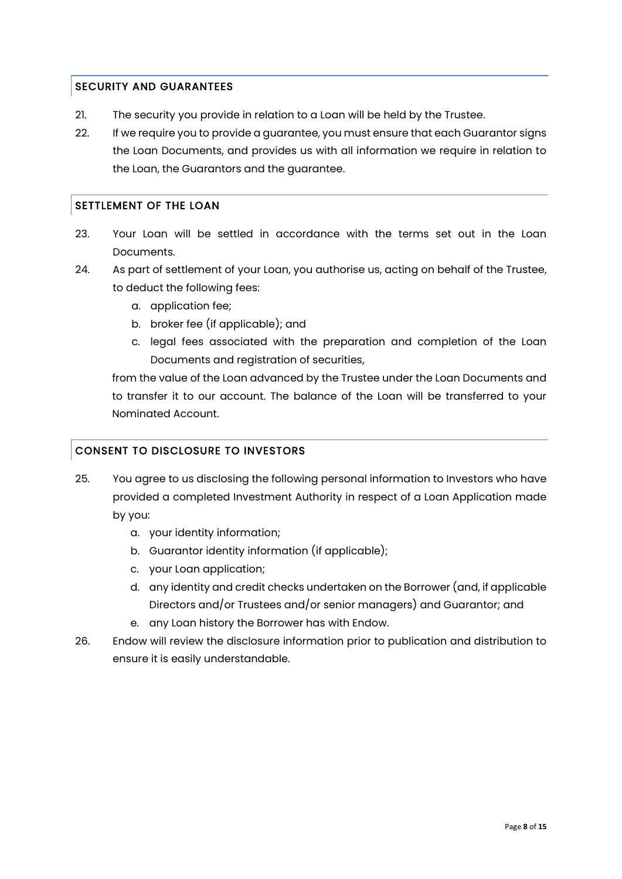## SECURITY AND GUARANTEES

21. The security you provide in relation to a Loan will be held by the Trustee.
22. If we require you to provide a guarantee, you must ensure that each Guarantor signs the Loan Documents, and provides us with all information we require in relation to the Loan, the Guarantors and the guarantee.

## SETTLEMENT OF THE LOAN

23. Your Loan will be settled in accordance with the terms set out in the Loan Documents.
24. As part of settlement of your Loan, you authorise us, acting on behalf of the Trustee, to deduct the following fees:
    a. application fee;
    b. broker fee (if applicable); and
    c. legal fees associated with the preparation and completion of the Loan Documents and registration of securities,

    from the value of the Loan advanced by the Trustee under the Loan Documents and to transfer it to our account. The balance of the Loan will be transferred to your Nominated Account.

## CONSENT TO DISCLOSURE TO INVESTORS

25. You agree to us disclosing the following personal information to Investors who have provided a completed Investment Authority in respect of a Loan Application made by you:
    a. your identity information;
    b. Guarantor identity information (if applicable);
    c. your Loan application;
    d. any identity and credit checks undertaken on the Borrower (and, if applicable Directors and/or Trustees and/or senior managers) and Guarantor; and
    e. any Loan history the Borrower has with Endow.
26. Endow will review the disclosure information prior to publication and distribution to ensure it is easily understandable.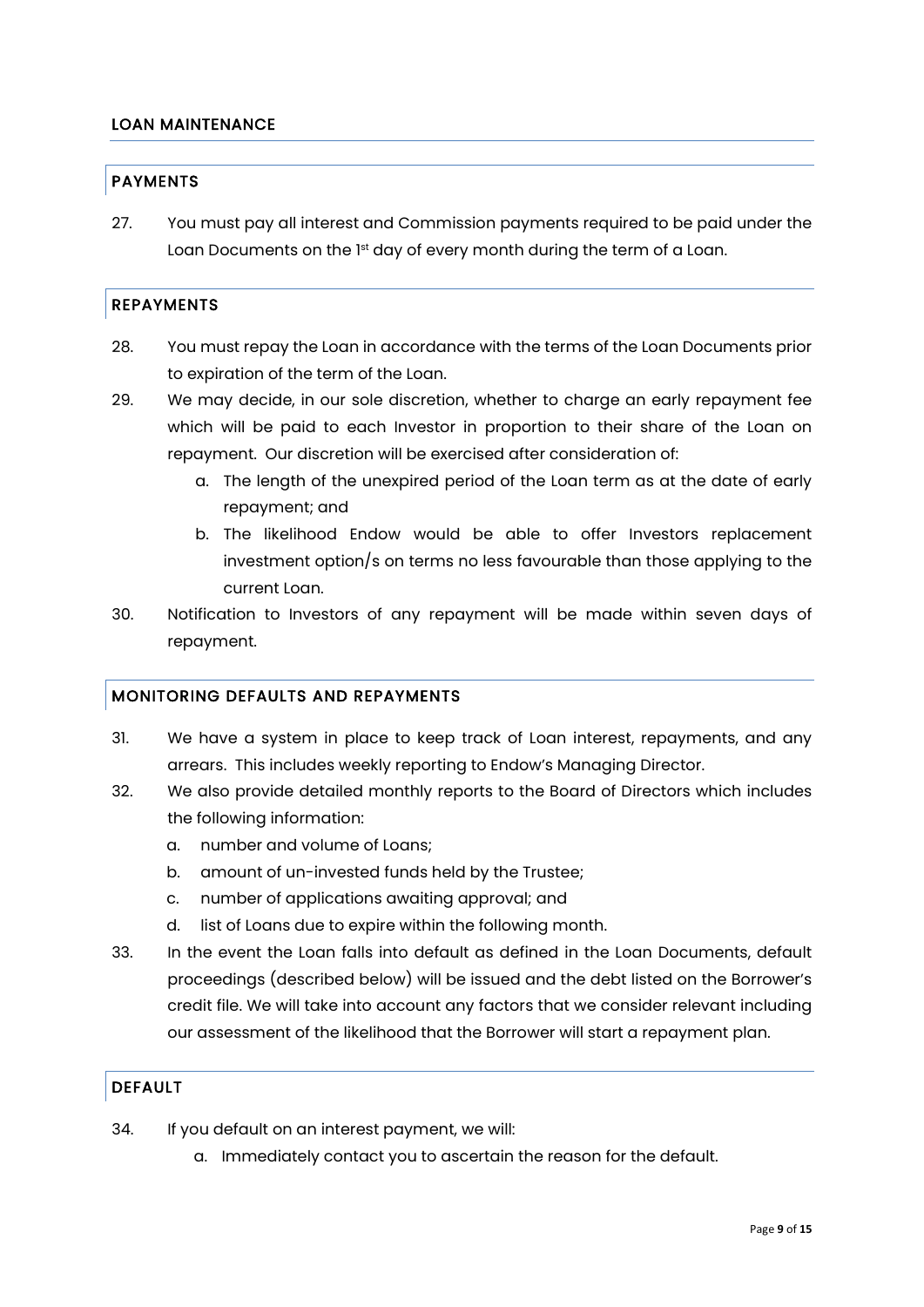## LOAN MAINTENANCE

### PAYMENTS

27. You must pay all interest and Commission payments required to be paid under the Loan Documents on the 1st day of every month during the term of a Loan.

### REPAYMENTS

28. You must repay the Loan in accordance with the terms of the Loan Documents prior to expiration of the term of the Loan.
29. We may decide, in our sole discretion, whether to charge an early repayment fee which will be paid to each Investor in proportion to their share of the Loan on repayment. Our discretion will be exercised after consideration of:
    a. The length of the unexpired period of the Loan term as at the date of early repayment; and
    b. The likelihood Endow would be able to offer Investors replacement investment option/s on terms no less favourable than those applying to the current Loan.
30. Notification to Investors of any repayment will be made within seven days of repayment.

### MONITORING DEFAULTS AND REPAYMENTS

31. We have a system in place to keep track of Loan interest, repayments, and any arrears. This includes weekly reporting to Endow's Managing Director.
32. We also provide detailed monthly reports to the Board of Directors which includes the following information:
    a. number and volume of Loans;
    b. amount of un-invested funds held by the Trustee;
    c. number of applications awaiting approval; and
    d. list of Loans due to expire within the following month.
33. In the event the Loan falls into default as defined in the Loan Documents, default proceedings (described below) will be issued and the debt listed on the Borrower's credit file. We will take into account any factors that we consider relevant including our assessment of the likelihood that the Borrower will start a repayment plan.

### DEFAULT

34. If you default on an interest payment, we will:
    a. Immediately contact you to ascertain the reason for the default.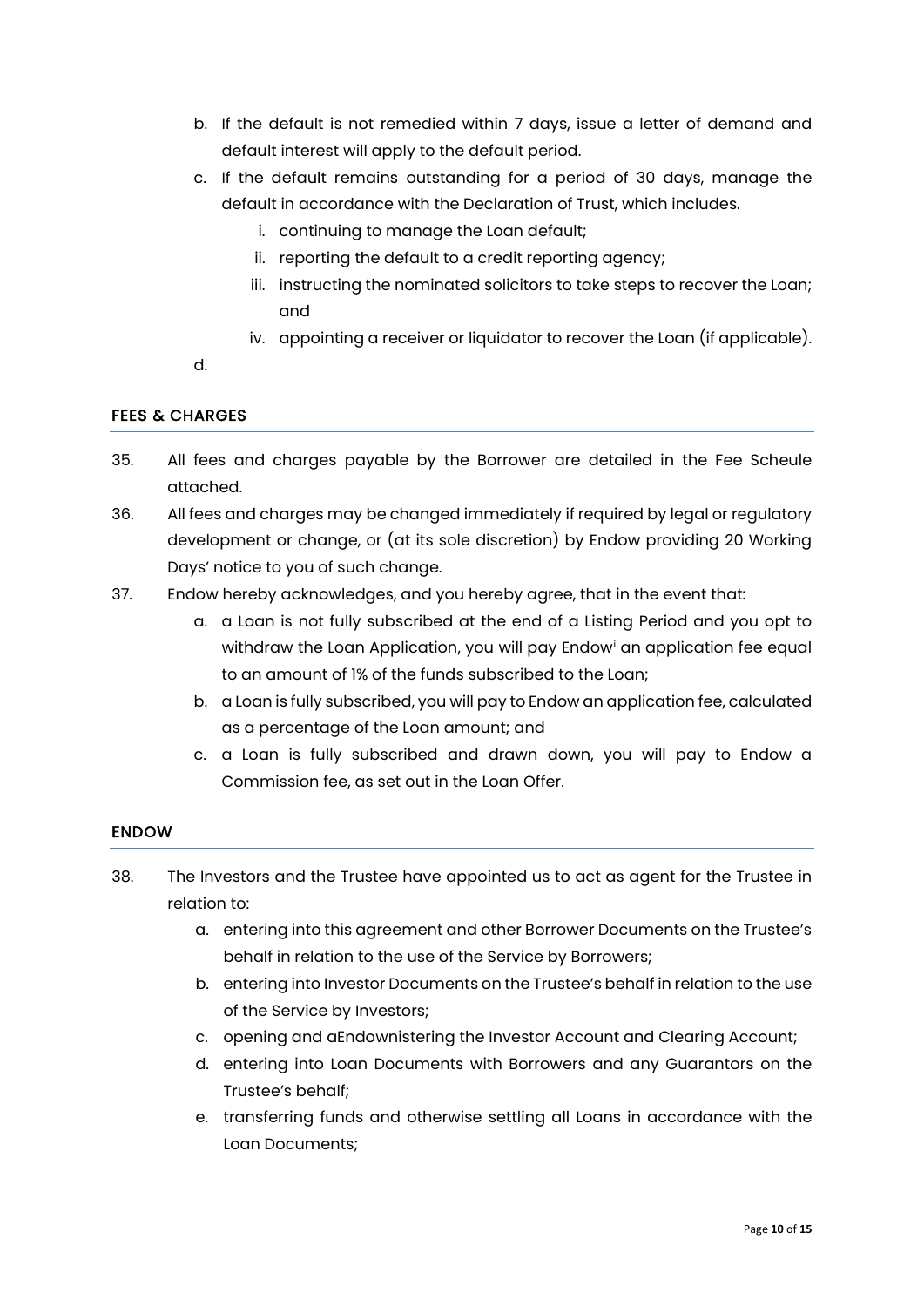b. If the default is not remedied within 7 days, issue a letter of demand and default interest will apply to the default period.

c. If the default remains outstanding for a period of 30 days, manage the default in accordance with the Declaration of Trust, which includes.

   i. continuing to manage the Loan default;

   ii. reporting the default to a credit reporting agency;

   iii. instructing the nominated solicitors to take steps to recover the Loan; and

   iv. appointing a receiver or liquidator to recover the Loan (if applicable).

d.

## FEES & CHARGES

35. All fees and charges payable by the Borrower are detailed in the Fee Scheule attached.

36. All fees and charges may be changed immediately if required by legal or regulatory development or change, or (at its sole discretion) by Endow providing 20 Working Days' notice to you of such change.

37. Endow hereby acknowledges, and you hereby agree, that in the event that:

   a. a Loan is not fully subscribed at the end of a Listing Period and you opt to withdraw the Loan Application, you will pay Endow[i] an application fee equal to an amount of 1% of the funds subscribed to the Loan;

   b. a Loan is fully subscribed, you will pay to Endow an application fee, calculated as a percentage of the Loan amount; and

   c. a Loan is fully subscribed and drawn down, you will pay to Endow a Commission fee, as set out in the Loan Offer.

## ENDOW

38. The Investors and the Trustee have appointed us to act as agent for the Trustee in relation to:

   a. entering into this agreement and other Borrower Documents on the Trustee's behalf in relation to the use of the Service by Borrowers;

   b. entering into Investor Documents on the Trustee's behalf in relation to the use of the Service by Investors;

   c. opening and aEndownistering the Investor Account and Clearing Account;

   d. entering into Loan Documents with Borrowers and any Guarantors on the Trustee's behalf;

   e. transferring funds and otherwise settling all Loans in accordance with the Loan Documents;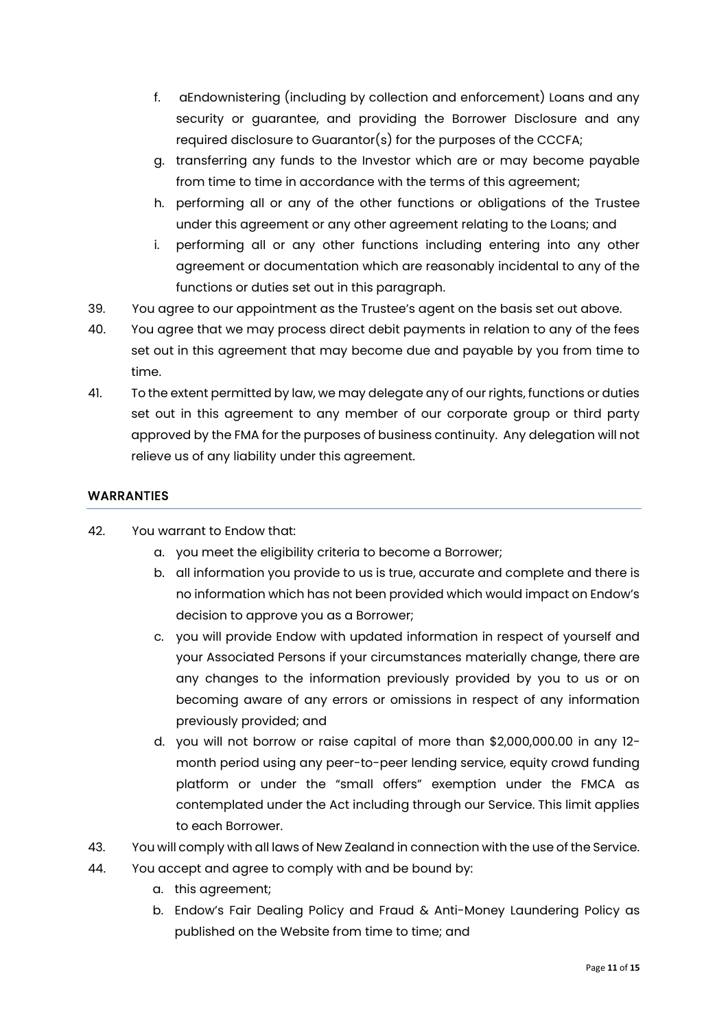f. aEndownistering (including by collection and enforcement) Loans and any security or guarantee, and providing the Borrower Disclosure and any required disclosure to Guarantor(s) for the purposes of the CCCFA;

g. transferring any funds to the Investor which are or may become payable from time to time in accordance with the terms of this agreement;

h. performing all or any of the other functions or obligations of the Trustee under this agreement or any other agreement relating to the Loans; and

i. performing all or any other functions including entering into any other agreement or documentation which are reasonably incidental to any of the functions or duties set out in this paragraph.

39. You agree to our appointment as the Trustee's agent on the basis set out above.

40. You agree that we may process direct debit payments in relation to any of the fees set out in this agreement that may become due and payable by you from time to time.

41. To the extent permitted by law, we may delegate any of our rights, functions or duties set out in this agreement to any member of our corporate group or third party approved by the FMA for the purposes of business continuity. Any delegation will not relieve us of any liability under this agreement.

## WARRANTIES

42. You warrant to Endow that:

    a. you meet the eligibility criteria to become a Borrower;

    b. all information you provide to us is true, accurate and complete and there is no information which has not been provided which would impact on Endow's decision to approve you as a Borrower;

    c. you will provide Endow with updated information in respect of yourself and your Associated Persons if your circumstances materially change, there are any changes to the information previously provided by you to us or on becoming aware of any errors or omissions in respect of any information previously provided; and

    d. you will not borrow or raise capital of more than $2,000,000.00 in any 12-month period using any peer-to-peer lending service, equity crowd funding platform or under the "small offers" exemption under the FMCA as contemplated under the Act including through our Service. This limit applies to each Borrower.

43. You will comply with all laws of New Zealand in connection with the use of the Service.

44. You accept and agree to comply with and be bound by:

    a. this agreement;

    b. Endow's Fair Dealing Policy and Fraud & Anti-Money Laundering Policy as published on the Website from time to time; and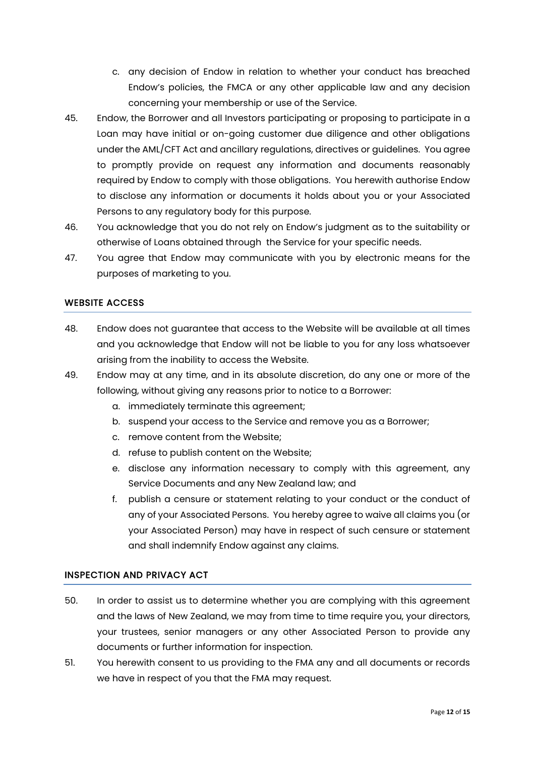c. any decision of Endow in relation to whether your conduct has breached Endow's policies, the FMCA or any other applicable law and any decision concerning your membership or use of the Service.

45. Endow, the Borrower and all Investors participating or proposing to participate in a Loan may have initial or on-going customer due diligence and other obligations under the AML/CFT Act and ancillary regulations, directives or guidelines. You agree to promptly provide on request any information and documents reasonably required by Endow to comply with those obligations. You herewith authorise Endow to disclose any information or documents it holds about you or your Associated Persons to any regulatory body for this purpose.

46. You acknowledge that you do not rely on Endow's judgment as to the suitability or otherwise of Loans obtained through the Service for your specific needs.

47. You agree that Endow may communicate with you by electronic means for the purposes of marketing to you.

## WEBSITE ACCESS

48. Endow does not guarantee that access to the Website will be available at all times and you acknowledge that Endow will not be liable to you for any loss whatsoever arising from the inability to access the Website.

49. Endow may at any time, and in its absolute discretion, do any one or more of the following, without giving any reasons prior to notice to a Borrower:
    a. immediately terminate this agreement;
    b. suspend your access to the Service and remove you as a Borrower;
    c. remove content from the Website;
    d. refuse to publish content on the Website;
    e. disclose any information necessary to comply with this agreement, any Service Documents and any New Zealand law; and
    f. publish a censure or statement relating to your conduct or the conduct of any of your Associated Persons. You hereby agree to waive all claims you (or your Associated Person) may have in respect of such censure or statement and shall indemnify Endow against any claims.

## INSPECTION AND PRIVACY ACT

50. In order to assist us to determine whether you are complying with this agreement and the laws of New Zealand, we may from time to time require you, your directors, your trustees, senior managers or any other Associated Person to provide any documents or further information for inspection.

51. You herewith consent to us providing to the FMA any and all documents or records we have in respect of you that the FMA may request.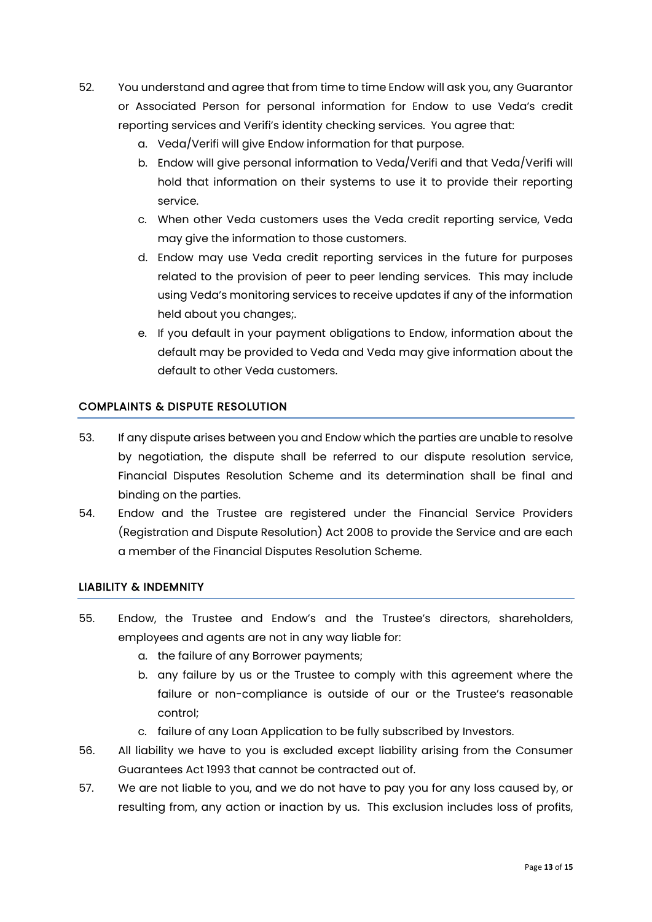52. You understand and agree that from time to time Endow will ask you, any Guarantor or Associated Person for personal information for Endow to use Veda's credit reporting services and Verifi's identity checking services. You agree that:
    a. Veda/Verifi will give Endow information for that purpose.
    b. Endow will give personal information to Veda/Verifi and that Veda/Verifi will hold that information on their systems to use it to provide their reporting service.
    c. When other Veda customers uses the Veda credit reporting service, Veda may give the information to those customers.
    d. Endow may use Veda credit reporting services in the future for purposes related to the provision of peer to peer lending services. This may include using Veda's monitoring services to receive updates if any of the information held about you changes;.
    e. If you default in your payment obligations to Endow, information about the default may be provided to Veda and Veda may give information about the default to other Veda customers.

## COMPLAINTS & DISPUTE RESOLUTION

53. If any dispute arises between you and Endow which the parties are unable to resolve by negotiation, the dispute shall be referred to our dispute resolution service, Financial Disputes Resolution Scheme and its determination shall be final and binding on the parties.
54. Endow and the Trustee are registered under the Financial Service Providers (Registration and Dispute Resolution) Act 2008 to provide the Service and are each a member of the Financial Disputes Resolution Scheme.

## LIABILITY & INDEMNITY

55. Endow, the Trustee and Endow's and the Trustee's directors, shareholders, employees and agents are not in any way liable for:
    a. the failure of any Borrower payments;
    b. any failure by us or the Trustee to comply with this agreement where the failure or non-compliance is outside of our or the Trustee's reasonable control;
    c. failure of any Loan Application to be fully subscribed by Investors.
56. All liability we have to you is excluded except liability arising from the Consumer Guarantees Act 1993 that cannot be contracted out of.
57. We are not liable to you, and we do not have to pay you for any loss caused by, or resulting from, any action or inaction by us. This exclusion includes loss of profits,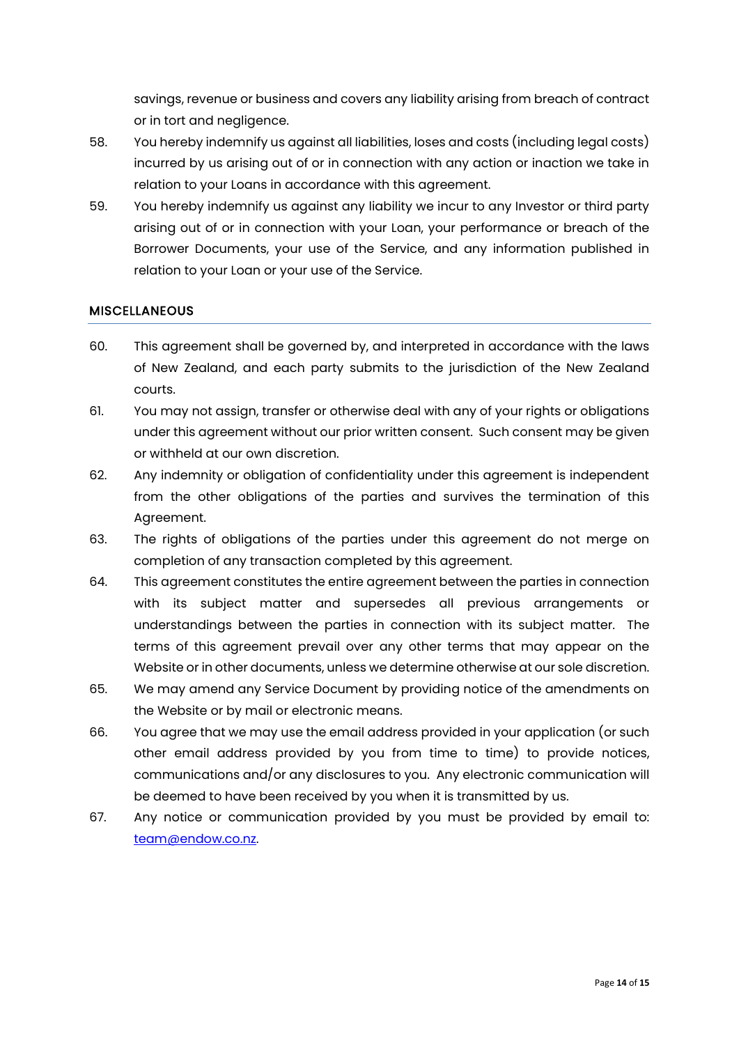savings, revenue or business and covers any liability arising from breach of contract or in tort and negligence.

58. You hereby indemnify us against all liabilities, loses and costs (including legal costs) incurred by us arising out of or in connection with any action or inaction we take in relation to your Loans in accordance with this agreement.

59. You hereby indemnify us against any liability we incur to any Investor or third party arising out of or in connection with your Loan, your performance or breach of the Borrower Documents, your use of the Service, and any information published in relation to your Loan or your use of the Service.

## MISCELLANEOUS

60. This agreement shall be governed by, and interpreted in accordance with the laws of New Zealand, and each party submits to the jurisdiction of the New Zealand courts.

61. You may not assign, transfer or otherwise deal with any of your rights or obligations under this agreement without our prior written consent. Such consent may be given or withheld at our own discretion.

62. Any indemnity or obligation of confidentiality under this agreement is independent from the other obligations of the parties and survives the termination of this Agreement.

63. The rights of obligations of the parties under this agreement do not merge on completion of any transaction completed by this agreement.

64. This agreement constitutes the entire agreement between the parties in connection with its subject matter and supersedes all previous arrangements or understandings between the parties in connection with its subject matter. The terms of this agreement prevail over any other terms that may appear on the Website or in other documents, unless we determine otherwise at our sole discretion.

65. We may amend any Service Document by providing notice of the amendments on the Website or by mail or electronic means.

66. You agree that we may use the email address provided in your application (or such other email address provided by you from time to time) to provide notices, communications and/or any disclosures to you. Any electronic communication will be deemed to have been received by you when it is transmitted by us.

67. Any notice or communication provided by you must be provided by email to: team@endow.co.nz.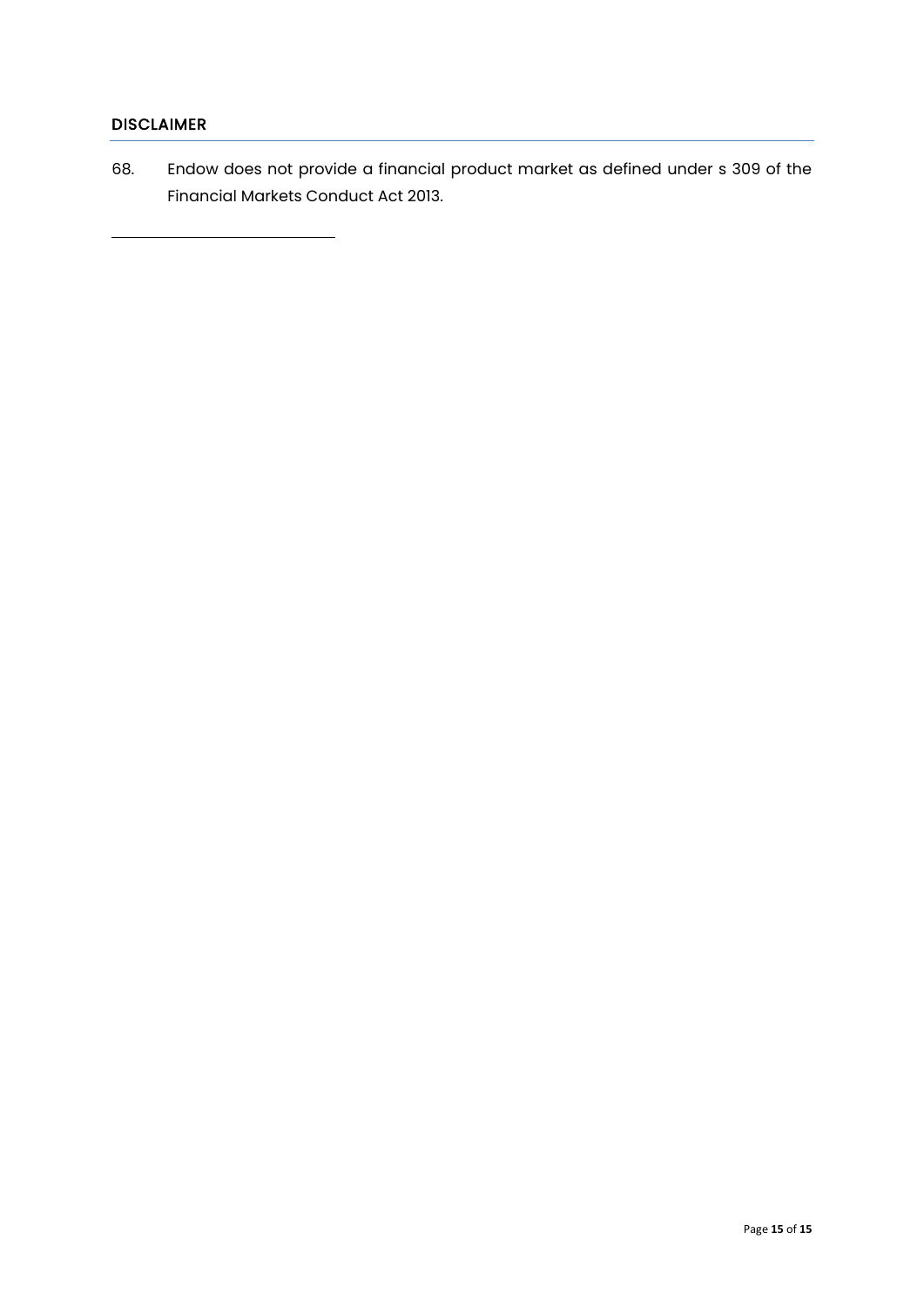## DISCLAIMER

68. Endow does not provide a financial product market as defined under s 309 of the Financial Markets Conduct Act 2013.